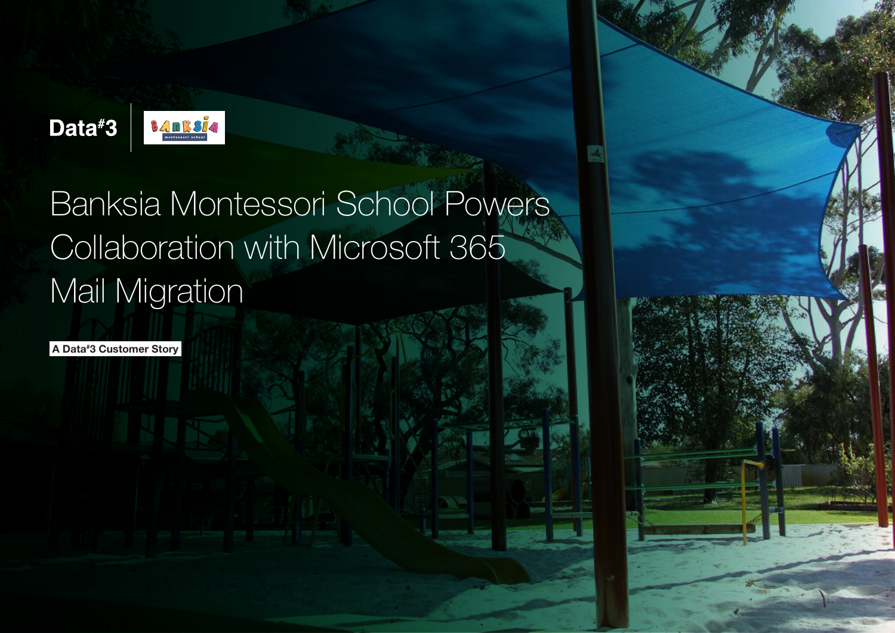Data#3 | Banksia Montessori School

# Banksia Montessori School Powers Collaboration with Microsoft 365 Mail Migration

A Data#3 Customer Story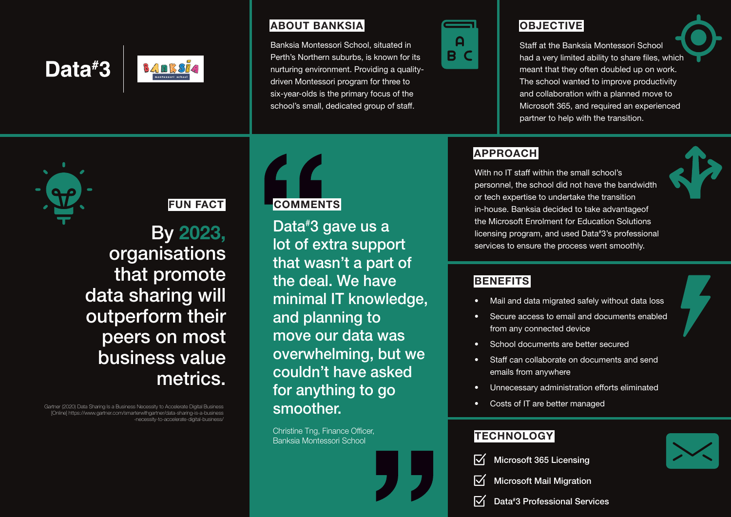Data#3 | Banksia Montessori School

## ABOUT BANKSIA

Banksia Montessori School, situated in Perth's Northern suburbs, is known for its nurturing environment. Providing a quality-driven Montessori program for three to six-year-olds is the primary focus of the school's small, dedicated group of staff.

## OBJECTIVE

Staff at the Banksia Montessori School had a very limited ability to share files, which meant that they often doubled up on work. The school wanted to improve productivity and collaboration with a planned move to Microsoft 365, and required an experienced partner to help with the transition.

## FUN FACT

By 2023, organisations that promote data sharing will outperform their peers on most business value metrics.

Gartner (2020) Data Sharing Is a Business Necessity to Accelerate Digital Business [Online] https://www.gartner.com/smarterwithgartner/data-sharing-is-a-business-necessity-to-accelerate-digital-business/

## COMMENTS

"Data#3 gave us a lot of extra support that wasn't a part of the deal. We have minimal IT knowledge, and planning to move our data was overwhelming, but we couldn't have asked for anything to go smoother."

Christine Tng, Finance Officer, Banksia Montessori School

## APPROACH

With no IT staff within the small school's personnel, the school did not have the bandwidth or tech expertise to undertake the transition in-house. Banksia decided to take advantageof the Microsoft Enrolment for Education Solutions licensing program, and used Data#3's professional services to ensure the process went smoothly.

## BENEFITS

- Mail and data migrated safely without data loss
- Secure access to email and documents enabled from any connected device
- School documents are better secured
- Staff can collaborate on documents and send emails from anywhere
- Unnecessary administration efforts eliminated
- Costs of IT are better managed

## TECHNOLOGY

- Microsoft 365 Licensing
- Microsoft Mail Migration
- Data#3 Professional Services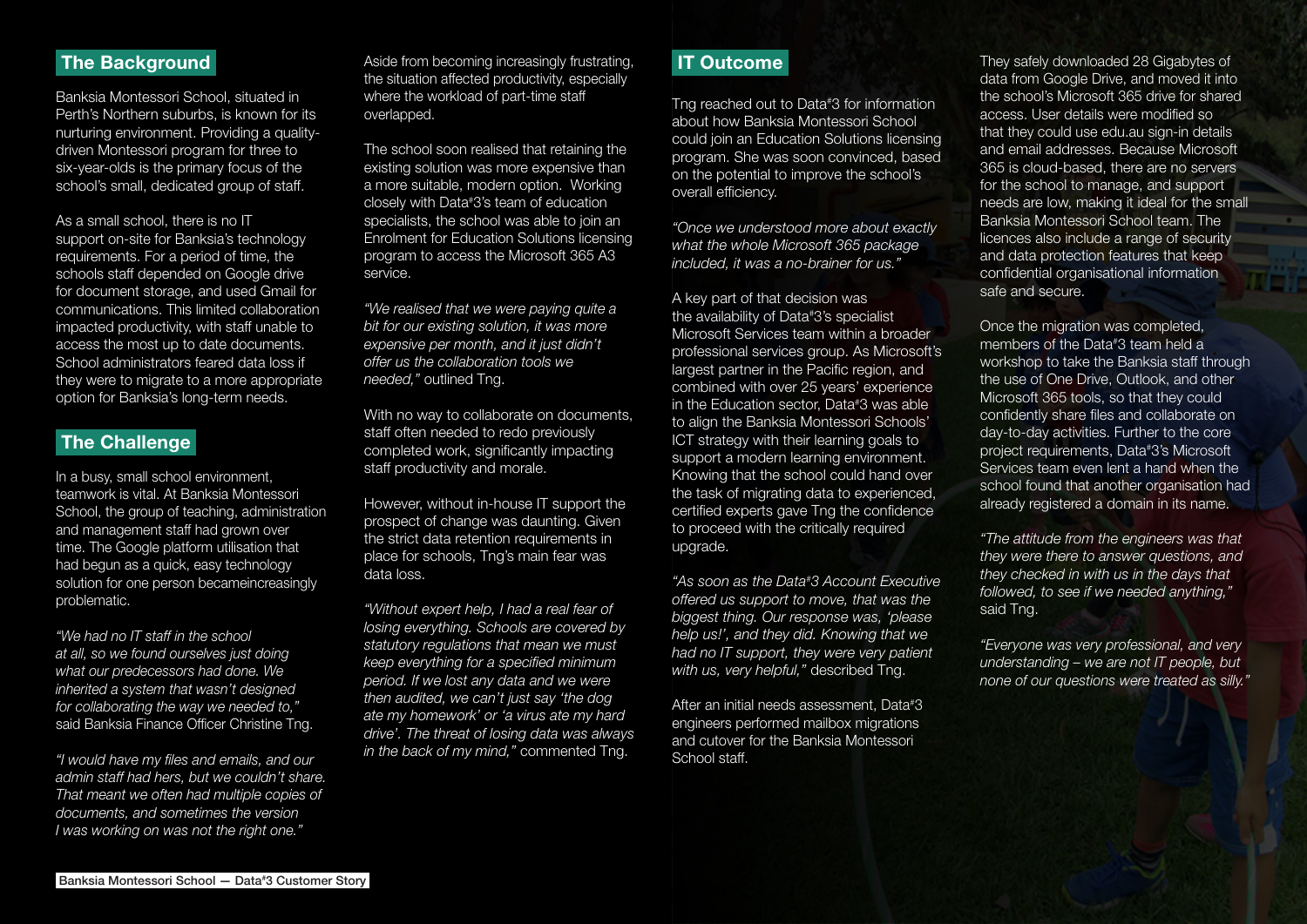## The Background

Banksia Montessori School, situated in Perth's Northern suburbs, is known for its nurturing environment. Providing a quality-driven Montessori program for three to six-year-olds is the primary focus of the school's small, dedicated group of staff.

As a small school, there is no IT support on-site for Banksia's technology requirements. For a period of time, the schools staff depended on Google drive for document storage, and used Gmail for communications. This limited collaboration impacted productivity, with staff unable to access the most up to date documents. School administrators feared data loss if they were to migrate to a more appropriate option for Banksia's long-term needs.

## The Challenge

In a busy, small school environment, teamwork is vital. At Banksia Montessori School, the group of teaching, administration and management staff had grown over time. The Google platform utilisation that had begun as a quick, easy technology solution for one person becameincreasingly problematic.

*"We had no IT staff in the school at all, so we found ourselves just doing what our predecessors had done. We inherited a system that wasn't designed for collaborating the way we needed to,"* said Banksia Finance Officer Christine Tng.

*"I would have my files and emails, and our admin staff had hers, but we couldn't share. That meant we often had multiple copies of documents, and sometimes the version I was working on was not the right one."*

Aside from becoming increasingly frustrating, the situation affected productivity, especially where the workload of part-time staff overlapped.

The school soon realised that retaining the existing solution was more expensive than a more suitable, modern option. Working closely with Data#3's team of education specialists, the school was able to join an Enrolment for Education Solutions licensing program to access the Microsoft 365 A3 service.

*"We realised that we were paying quite a bit for our existing solution, it was more expensive per month, and it just didn't offer us the collaboration tools we needed,"* outlined Tng.

With no way to collaborate on documents, staff often needed to redo previously completed work, significantly impacting staff productivity and morale.

However, without in-house IT support the prospect of change was daunting. Given the strict data retention requirements in place for schools, Tng's main fear was data loss.

*"Without expert help, I had a real fear of losing everything. Schools are covered by statutory regulations that mean we must keep everything for a specified minimum period. If we lost any data and we were then audited, we can't just say 'the dog ate my homework' or 'a virus ate my hard drive'. The threat of losing data was always in the back of my mind,"* commented Tng.

## IT Outcome

Tng reached out to Data#3 for information about how Banksia Montessori School could join an Education Solutions licensing program. She was soon convinced, based on the potential to improve the school's overall efficiency.

*"Once we understood more about exactly what the whole Microsoft 365 package included, it was a no-brainer for us."*

A key part of that decision was the availability of Data#3's specialist Microsoft Services team within a broader professional services group. As Microsoft's largest partner in the Pacific region, and combined with over 25 years' experience in the Education sector, Data#3 was able to align the Banksia Montessori Schools' ICT strategy with their learning goals to support a modern learning environment. Knowing that the school could hand over the task of migrating data to experienced, certified experts gave Tng the confidence to proceed with the critically required upgrade.

*"As soon as the Data#3 Account Executive offered us support to move, that was the biggest thing. Our response was, 'please help us!', and they did. Knowing that we had no IT support, they were very patient with us, very helpful,"* described Tng.

After an initial needs assessment, Data#3 engineers performed mailbox migrations and cutover for the Banksia Montessori School staff.

They safely downloaded 28 Gigabytes of data from Google Drive, and moved it into the school's Microsoft 365 drive for shared access. User details were modified so that they could use edu.au sign-in details and email addresses. Because Microsoft 365 is cloud-based, there are no servers for the school to manage, and support needs are low, making it ideal for the small Banksia Montessori School team. The licences also include a range of security and data protection features that keep confidential organisational information safe and secure.

Once the migration was completed, members of the Data#3 team held a workshop to take the Banksia staff through the use of One Drive, Outlook, and other Microsoft 365 tools, so that they could confidently share files and collaborate on day-to-day activities. Further to the core project requirements, Data#3's Microsoft Services team even lent a hand when the school found that another organisation had already registered a domain in its name.

*"The attitude from the engineers was that they were there to answer questions, and they checked in with us in the days that followed, to see if we needed anything,"* said Tng.

*"Everyone was very professional, and very understanding – we are not IT people, but none of our questions were treated as silly."*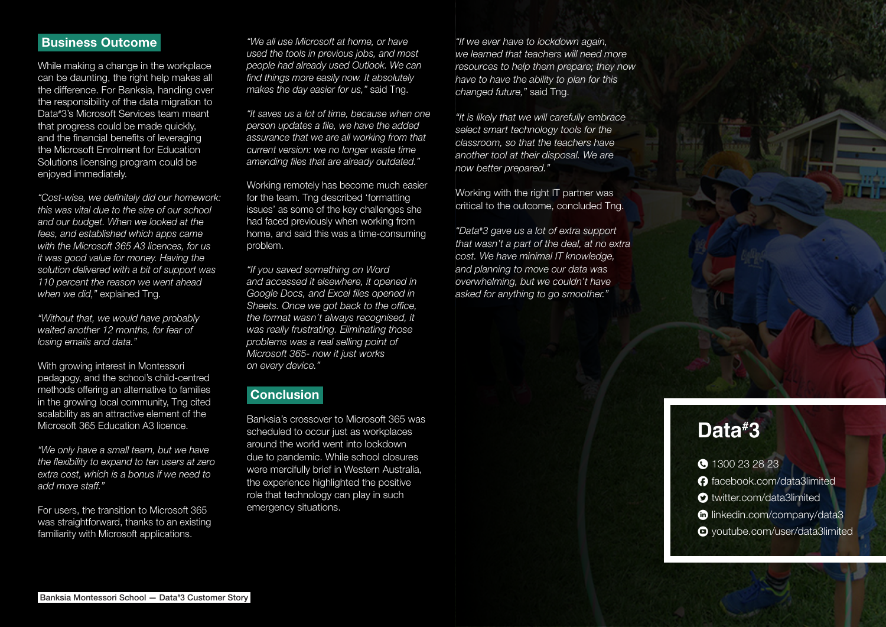## Business Outcome

While making a change in the workplace can be daunting, the right help makes all the difference. For Banksia, handing over the responsibility of the data migration to Data#3's Microsoft Services team meant that progress could be made quickly, and the financial benefits of leveraging the Microsoft Enrolment for Education Solutions licensing program could be enjoyed immediately.

*"Cost-wise, we definitely did our homework: this was vital due to the size of our school and our budget. When we looked at the fees, and established which apps came with the Microsoft 365 A3 licences, for us it was good value for money. Having the solution delivered with a bit of support was 110 percent the reason we went ahead when we did,"* explained Tng.

*"Without that, we would have probably waited another 12 months, for fear of losing emails and data."*

With growing interest in Montessori pedagogy, and the school's child-centred methods offering an alternative to families in the growing local community, Tng cited scalability as an attractive element of the Microsoft 365 Education A3 licence.

*"We only have a small team, but we have the flexibility to expand to ten users at zero extra cost, which is a bonus if we need to add more staff."*

For users, the transition to Microsoft 365 was straightforward, thanks to an existing familiarity with Microsoft applications.

*"We all use Microsoft at home, or have used the tools in previous jobs, and most people had already used Outlook. We can find things more easily now. It absolutely makes the day easier for us,"* said Tng.

*"It saves us a lot of time, because when one person updates a file, we have the added assurance that we are all working from that current version: we no longer waste time amending files that are already outdated."*

Working remotely has become much easier for the team. Tng described 'formatting issues' as some of the key challenges she had faced previously when working from home, and said this was a time-consuming problem.

*"If you saved something on Word and accessed it elsewhere, it opened in Google Docs, and Excel files opened in Sheets. Once we got back to the office, the format wasn't always recognised, it was really frustrating. Eliminating those problems was a real selling point of Microsoft 365- now it just works on every device."*

## Conclusion

Banksia's crossover to Microsoft 365 was scheduled to occur just as workplaces around the world went into lockdown due to pandemic. While school closures were mercifully brief in Western Australia, the experience highlighted the positive role that technology can play in such emergency situations.

*"If we ever have to lockdown again, we learned that teachers will need more resources to help them prepare; they now have to have the ability to plan for this changed future,"* said Tng.

*"It is likely that we will carefully embrace select smart technology tools for the classroom, so that the teachers have another tool at their disposal. We are now better prepared."*

Working with the right IT partner was critical to the outcome, concluded Tng.

*"Data#3 gave us a lot of extra support that wasn't a part of the deal, at no extra cost. We have minimal IT knowledge, and planning to move our data was overwhelming, but we couldn't have asked for anything to go smoother."*

**Data#3**

- 1300 23 28 23
- facebook.com/data3limited
- twitter.com/data3limited
- linkedin.com/company/data3
- youtube.com/user/data3limited